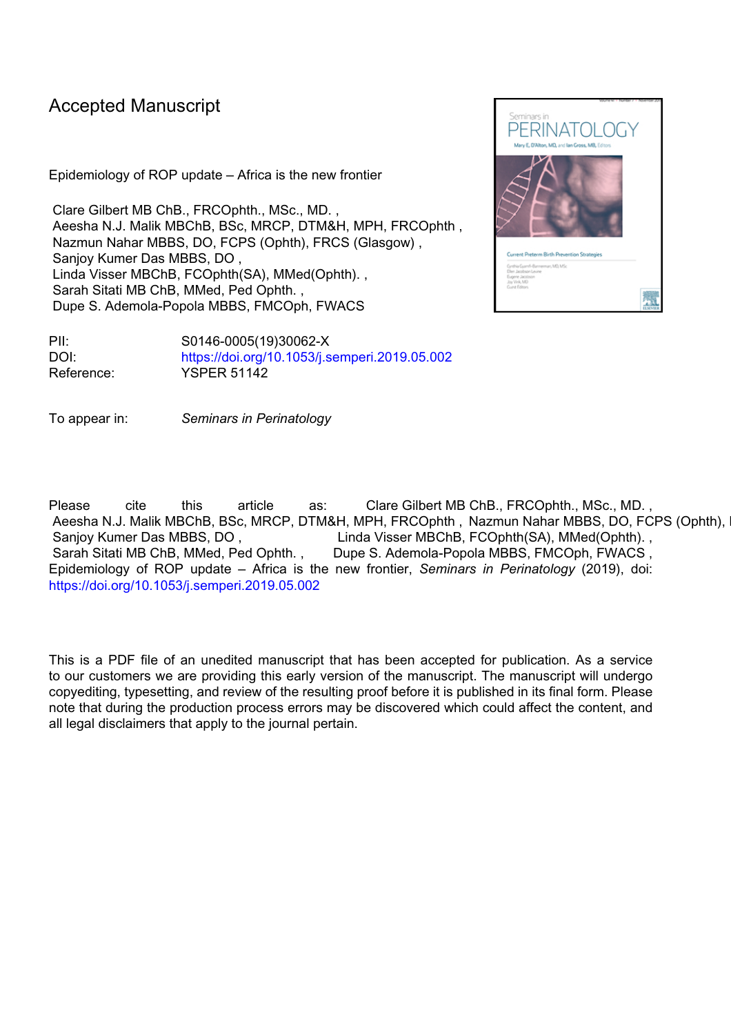Accepted Manuscript

Epidemiology of ROP update – Africa is the new frontier

Clare Gilbert MB ChB., FRCOphth., MSc., MD. ,
Aeesha N.J. Malik MBChB, BSc, MRCP, DTM&H, MPH, FRCOphth ,
Nazmun Nahar MBBS, DO, FCPS (Ophth), FRCS (Glasgow) ,
Sanjoy Kumer Das MBBS, DO ,
Linda Visser MBChB, FCOphth(SA), MMed(Ophth). ,
Sarah Sitati MB ChB, MMed, Ped Ophth. ,
Dupe S. Ademola-Popola MBBS, FMCOph, FWACS

PII: S0146-0005(19)30062-X
DOI: https://doi.org/10.1053/j.semperi.2019.05.002
Reference: YSPER 51142

To appear in: *Seminars in Perinatology*

Please cite this article as: Clare Gilbert MB ChB., FRCOphth., MSc., MD. , Aeesha N.J. Malik MBChB, BSc, MRCP, DTM&H, MPH, FRCOphth , Nazmun Nahar MBBS, DO, FCPS (Ophth), Sanjoy Kumer Das MBBS, DO , Linda Visser MBChB, FCOphth(SA), MMed(Ophth). , Sarah Sitati MB ChB, MMed, Ped Ophth. , Dupe S. Ademola-Popola MBBS, FMCOph, FWACS , Epidemiology of ROP update – Africa is the new frontier, *Seminars in Perinatology* (2019), doi: https://doi.org/10.1053/j.semperi.2019.05.002

This is a PDF file of an unedited manuscript that has been accepted for publication. As a service to our customers we are providing this early version of the manuscript. The manuscript will undergo copyediting, typesetting, and review of the resulting proof before it is published in its final form. Please note that during the production process errors may be discovered which could affect the content, and all legal disclaimers that apply to the journal pertain.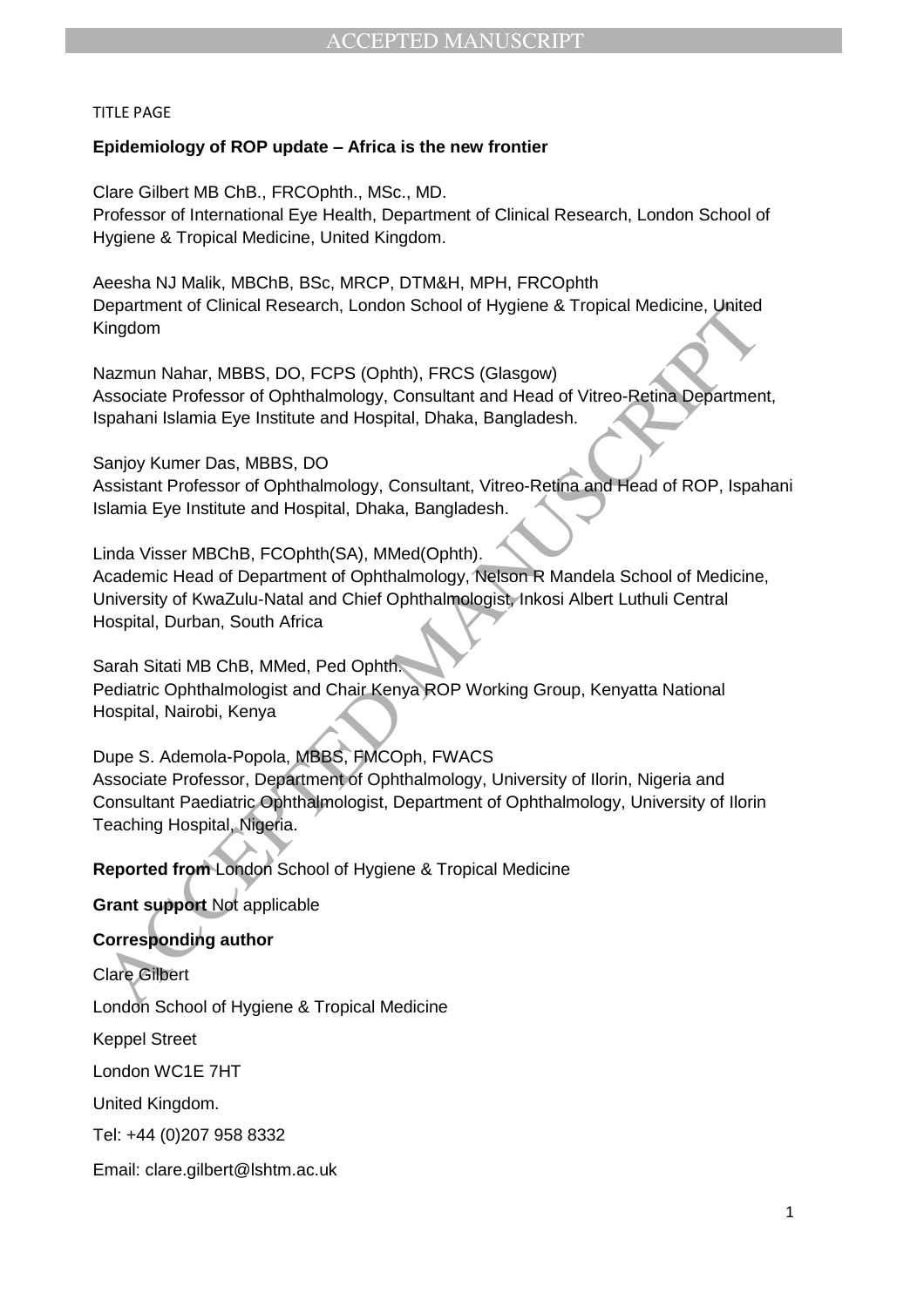TITLE PAGE

**Epidemiology of ROP update – Africa is the new frontier**

Clare Gilbert MB ChB., FRCOphth., MSc., MD.
Professor of International Eye Health, Department of Clinical Research, London School of Hygiene & Tropical Medicine, United Kingdom.

Aeesha NJ Malik, MBChB, BSc, MRCP, DTM&H, MPH, FRCOphth
Department of Clinical Research, London School of Hygiene & Tropical Medicine, United Kingdom

Nazmun Nahar, MBBS, DO, FCPS (Ophth), FRCS (Glasgow)
Associate Professor of Ophthalmology, Consultant and Head of Vitreo-Retina Department, Ispahani Islamia Eye Institute and Hospital, Dhaka, Bangladesh.

Sanjoy Kumer Das, MBBS, DO
Assistant Professor of Ophthalmology, Consultant, Vitreo-Retina and Head of ROP, Ispahani Islamia Eye Institute and Hospital, Dhaka, Bangladesh.

Linda Visser MBChB, FCOphth(SA), MMed(Ophth).
Academic Head of Department of Ophthalmology, Nelson R Mandela School of Medicine, University of KwaZulu-Natal and Chief Ophthalmologist, Inkosi Albert Luthuli Central Hospital, Durban, South Africa

Sarah Sitati MB ChB, MMed, Ped Ophth.
Pediatric Ophthalmologist and Chair Kenya ROP Working Group, Kenyatta National Hospital, Nairobi, Kenya

Dupe S. Ademola-Popola, MBBS, FMCOph, FWACS
Associate Professor, Department of Ophthalmology, University of Ilorin, Nigeria and Consultant Paediatric Ophthalmologist, Department of Ophthalmology, University of Ilorin Teaching Hospital, Nigeria.

**Reported from** London School of Hygiene & Tropical Medicine

**Grant support** Not applicable

**Corresponding author**

Clare Gilbert

London School of Hygiene & Tropical Medicine

Keppel Street

London WC1E 7HT

United Kingdom.

Tel: +44 (0)207 958 8332

Email: clare.gilbert@lshtm.ac.uk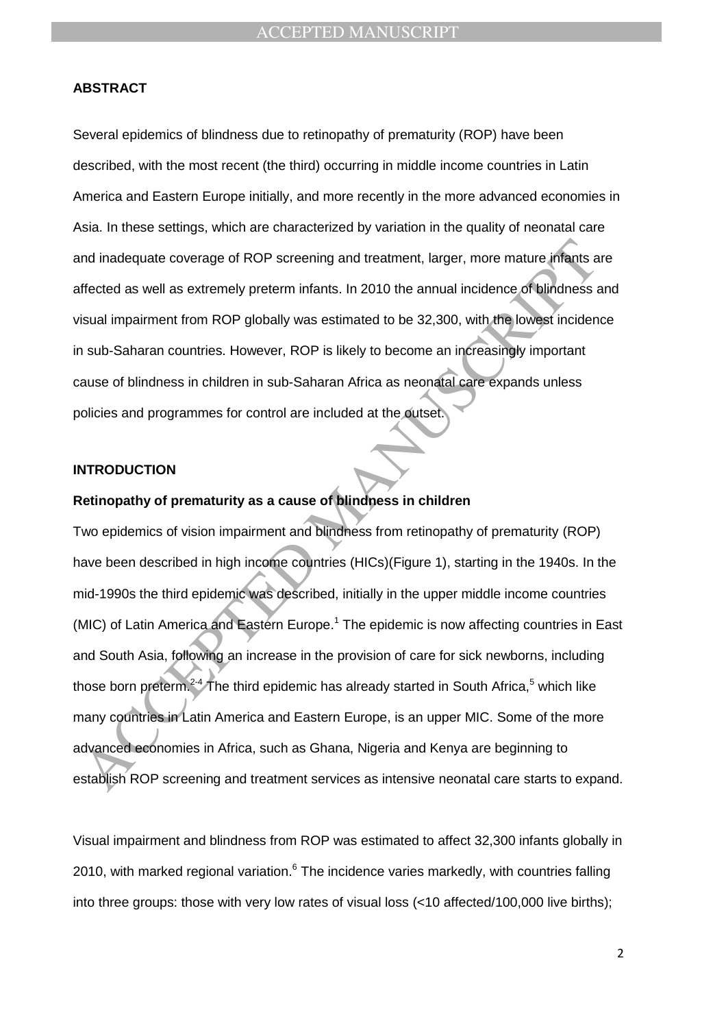## ABSTRACT

Several epidemics of blindness due to retinopathy of prematurity (ROP) have been described, with the most recent (the third) occurring in middle income countries in Latin America and Eastern Europe initially, and more recently in the more advanced economies in Asia. In these settings, which are characterized by variation in the quality of neonatal care and inadequate coverage of ROP screening and treatment, larger, more mature infants are affected as well as extremely preterm infants. In 2010 the annual incidence of blindness and visual impairment from ROP globally was estimated to be 32,300, with the lowest incidence in sub-Saharan countries. However, ROP is likely to become an increasingly important cause of blindness in children in sub-Saharan Africa as neonatal care expands unless policies and programmes for control are included at the outset.

## INTRODUCTION

### Retinopathy of prematurity as a cause of blindness in children

Two epidemics of vision impairment and blindness from retinopathy of prematurity (ROP) have been described in high income countries (HICs)(Figure 1), starting in the 1940s. In the mid-1990s the third epidemic was described, initially in the upper middle income countries (MIC) of Latin America and Eastern Europe.[1] The epidemic is now affecting countries in East and South Asia, following an increase in the provision of care for sick newborns, including those born preterm.[2-4] The third epidemic has already started in South Africa,[5] which like many countries in Latin America and Eastern Europe, is an upper MIC. Some of the more advanced economies in Africa, such as Ghana, Nigeria and Kenya are beginning to establish ROP screening and treatment services as intensive neonatal care starts to expand.

Visual impairment and blindness from ROP was estimated to affect 32,300 infants globally in 2010, with marked regional variation.[6] The incidence varies markedly, with countries falling into three groups: those with very low rates of visual loss (<10 affected/100,000 live births);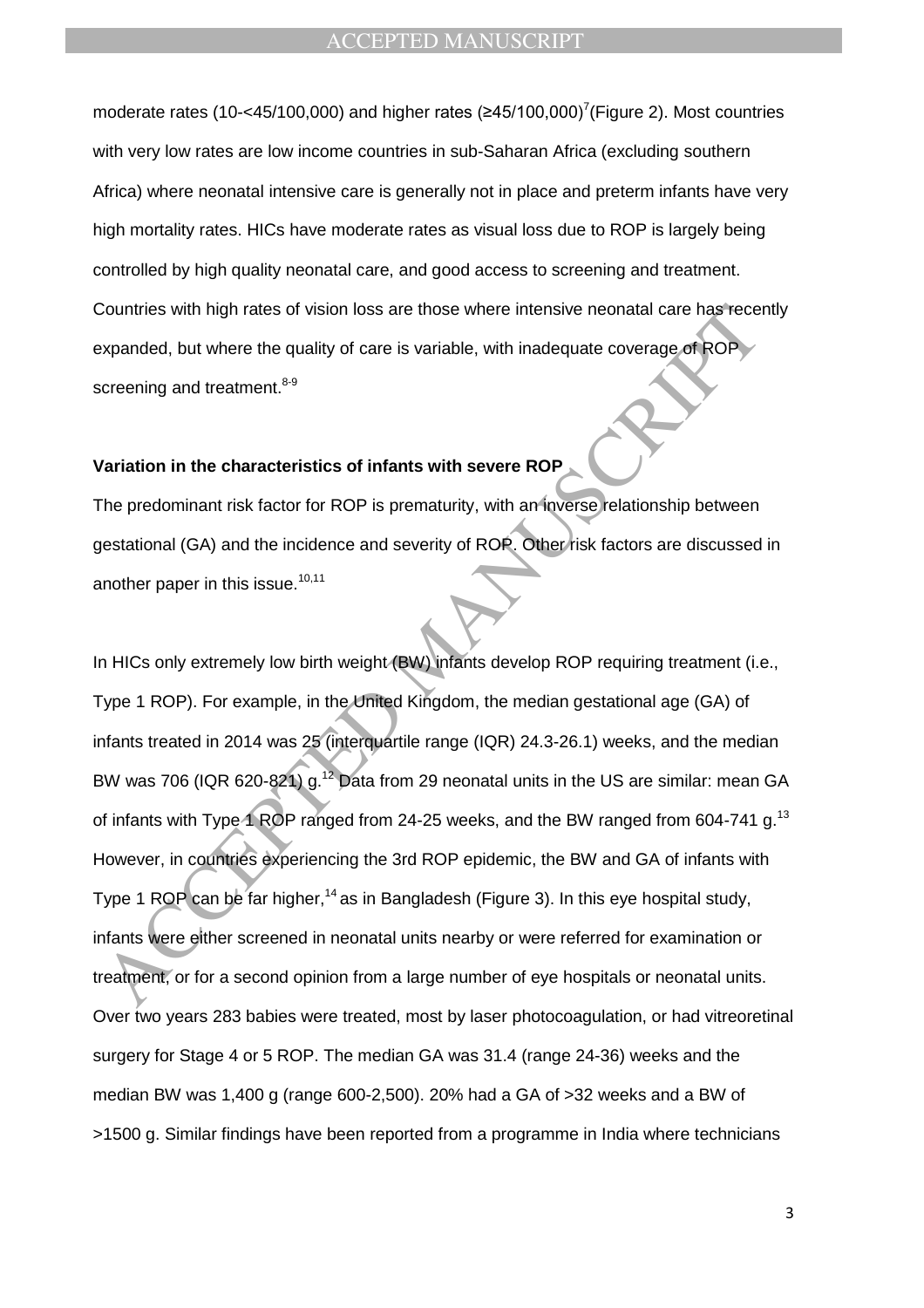moderate rates (10-<45/100,000) and higher rates (≥45/100,000)[7](Figure 2). Most countries with very low rates are low income countries in sub-Saharan Africa (excluding southern Africa) where neonatal intensive care is generally not in place and preterm infants have very high mortality rates. HICs have moderate rates as visual loss due to ROP is largely being controlled by high quality neonatal care, and good access to screening and treatment. Countries with high rates of vision loss are those where intensive neonatal care has recently expanded, but where the quality of care is variable, with inadequate coverage of ROP screening and treatment.[8-9]

**Variation in the characteristics of infants with severe ROP**

The predominant risk factor for ROP is prematurity, with an inverse relationship between gestational (GA) and the incidence and severity of ROP. Other risk factors are discussed in another paper in this issue.[10,11]

In HICs only extremely low birth weight (BW) infants develop ROP requiring treatment (i.e., Type 1 ROP). For example, in the United Kingdom, the median gestational age (GA) of infants treated in 2014 was 25 (interquartile range (IQR) 24.3-26.1) weeks, and the median BW was 706 (IQR 620-821) g.[12] Data from 29 neonatal units in the US are similar: mean GA of infants with Type 1 ROP ranged from 24-25 weeks, and the BW ranged from 604-741 g.[13] However, in countries experiencing the 3rd ROP epidemic, the BW and GA of infants with Type 1 ROP can be far higher,[14] as in Bangladesh (Figure 3). In this eye hospital study, infants were either screened in neonatal units nearby or were referred for examination or treatment, or for a second opinion from a large number of eye hospitals or neonatal units. Over two years 283 babies were treated, most by laser photocoagulation, or had vitreoretinal surgery for Stage 4 or 5 ROP. The median GA was 31.4 (range 24-36) weeks and the median BW was 1,400 g (range 600-2,500). 20% had a GA of >32 weeks and a BW of >1500 g. Similar findings have been reported from a programme in India where technicians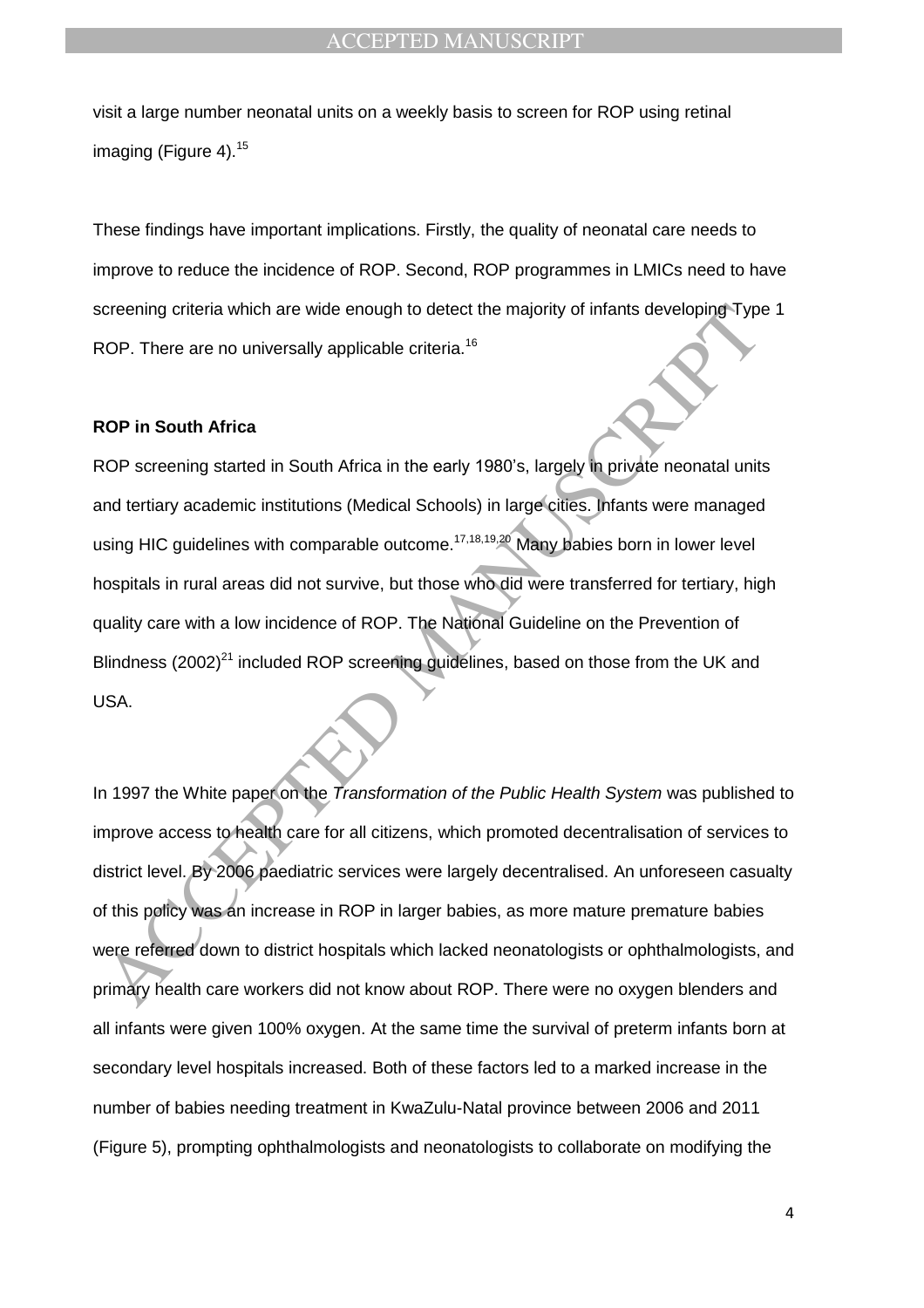visit a large number neonatal units on a weekly basis to screen for ROP using retinal imaging (Figure 4).[15]

These findings have important implications. Firstly, the quality of neonatal care needs to improve to reduce the incidence of ROP. Second, ROP programmes in LMICs need to have screening criteria which are wide enough to detect the majority of infants developing Type 1 ROP. There are no universally applicable criteria.[16]

**ROP in South Africa**

ROP screening started in South Africa in the early 1980's, largely in private neonatal units and tertiary academic institutions (Medical Schools) in large cities. Infants were managed using HIC guidelines with comparable outcome.[17,18,19,20] Many babies born in lower level hospitals in rural areas did not survive, but those who did were transferred for tertiary, high quality care with a low incidence of ROP. The National Guideline on the Prevention of Blindness (2002)[21] included ROP screening guidelines, based on those from the UK and USA.

In 1997 the White paper on the *Transformation of the Public Health System* was published to improve access to health care for all citizens, which promoted decentralisation of services to district level. By 2006 paediatric services were largely decentralised. An unforeseen casualty of this policy was an increase in ROP in larger babies, as more mature premature babies were referred down to district hospitals which lacked neonatologists or ophthalmologists, and primary health care workers did not know about ROP. There were no oxygen blenders and all infants were given 100% oxygen. At the same time the survival of preterm infants born at secondary level hospitals increased. Both of these factors led to a marked increase in the number of babies needing treatment in KwaZulu-Natal province between 2006 and 2011 (Figure 5), prompting ophthalmologists and neonatologists to collaborate on modifying the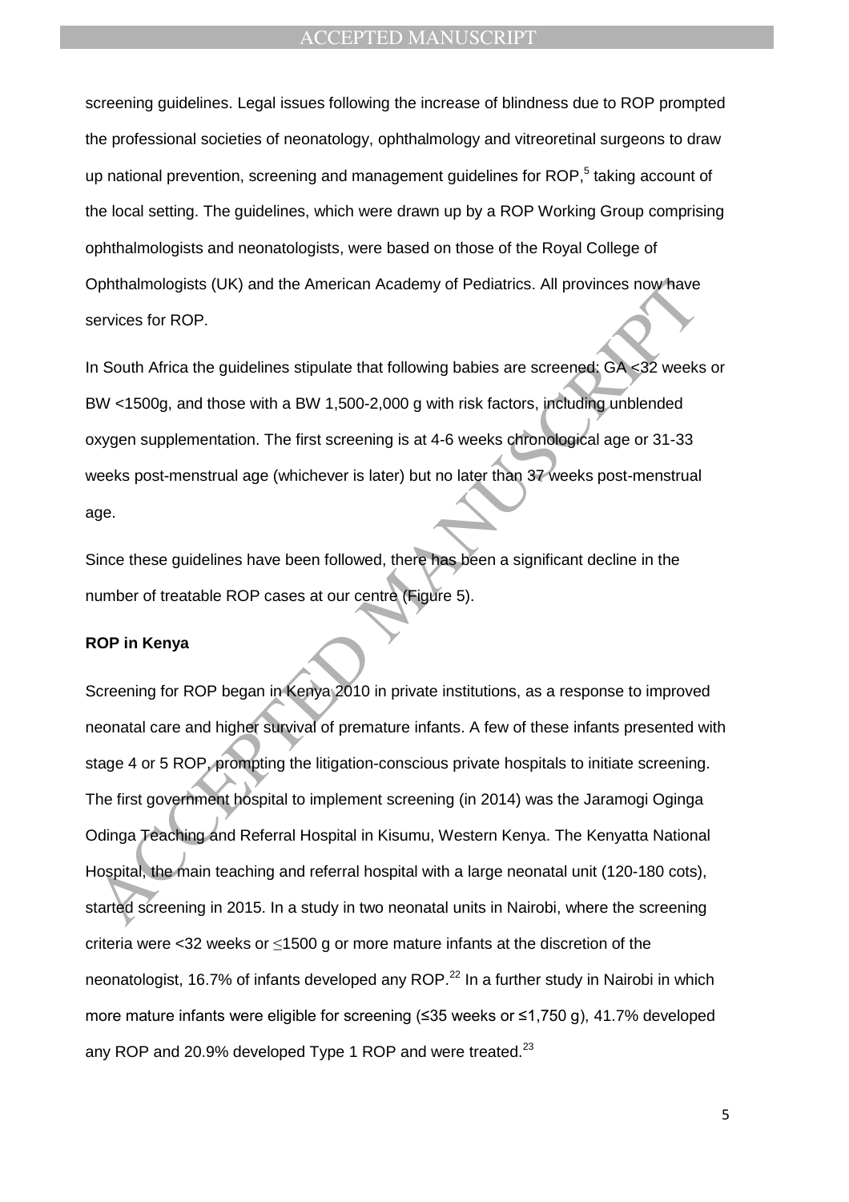screening guidelines. Legal issues following the increase of blindness due to ROP prompted the professional societies of neonatology, ophthalmology and vitreoretinal surgeons to draw up national prevention, screening and management guidelines for ROP,[5] taking account of the local setting. The guidelines, which were drawn up by a ROP Working Group comprising ophthalmologists and neonatologists, were based on those of the Royal College of Ophthalmologists (UK) and the American Academy of Pediatrics. All provinces now have services for ROP.

In South Africa the guidelines stipulate that following babies are screened: GA <32 weeks or BW <1500g, and those with a BW 1,500-2,000 g with risk factors, including unblended oxygen supplementation. The first screening is at 4-6 weeks chronological age or 31-33 weeks post-menstrual age (whichever is later) but no later than 37 weeks post-menstrual age.

Since these guidelines have been followed, there has been a significant decline in the number of treatable ROP cases at our centre (Figure 5).

**ROP in Kenya**

Screening for ROP began in Kenya 2010 in private institutions, as a response to improved neonatal care and higher survival of premature infants. A few of these infants presented with stage 4 or 5 ROP, prompting the litigation-conscious private hospitals to initiate screening. The first government hospital to implement screening (in 2014) was the Jaramogi Oginga Odinga Teaching and Referral Hospital in Kisumu, Western Kenya. The Kenyatta National Hospital, the main teaching and referral hospital with a large neonatal unit (120-180 cots), started screening in 2015. In a study in two neonatal units in Nairobi, where the screening criteria were <32 weeks or ≤1500 g or more mature infants at the discretion of the neonatologist, 16.7% of infants developed any ROP.[22] In a further study in Nairobi in which more mature infants were eligible for screening (≤35 weeks or ≤1,750 g), 41.7% developed any ROP and 20.9% developed Type 1 ROP and were treated.[23]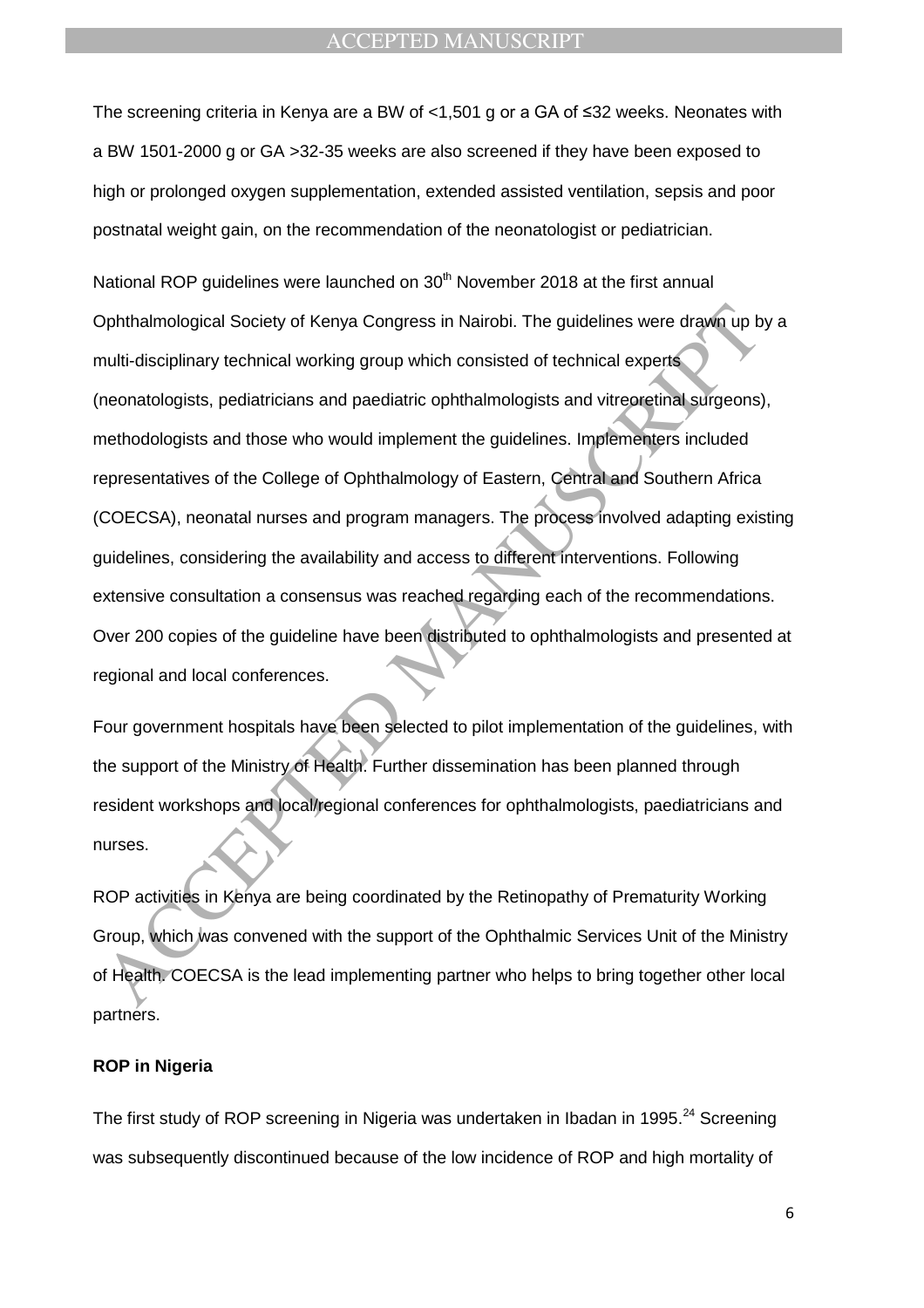The screening criteria in Kenya are a BW of <1,501 g or a GA of ≤32 weeks. Neonates with a BW 1501-2000 g or GA >32-35 weeks are also screened if they have been exposed to high or prolonged oxygen supplementation, extended assisted ventilation, sepsis and poor postnatal weight gain, on the recommendation of the neonatologist or pediatrician.

National ROP guidelines were launched on 30th November 2018 at the first annual Ophthalmological Society of Kenya Congress in Nairobi. The guidelines were drawn up by a multi-disciplinary technical working group which consisted of technical experts (neonatologists, pediatricians and paediatric ophthalmologists and vitreoretinal surgeons), methodologists and those who would implement the guidelines. Implementers included representatives of the College of Ophthalmology of Eastern, Central and Southern Africa (COECSA), neonatal nurses and program managers. The process involved adapting existing guidelines, considering the availability and access to different interventions. Following extensive consultation a consensus was reached regarding each of the recommendations. Over 200 copies of the guideline have been distributed to ophthalmologists and presented at regional and local conferences.

Four government hospitals have been selected to pilot implementation of the guidelines, with the support of the Ministry of Health. Further dissemination has been planned through resident workshops and local/regional conferences for ophthalmologists, paediatricians and nurses.

ROP activities in Kenya are being coordinated by the Retinopathy of Prematurity Working Group, which was convened with the support of the Ophthalmic Services Unit of the Ministry of Health. COECSA is the lead implementing partner who helps to bring together other local partners.

**ROP in Nigeria**

The first study of ROP screening in Nigeria was undertaken in Ibadan in 1995.[24] Screening was subsequently discontinued because of the low incidence of ROP and high mortality of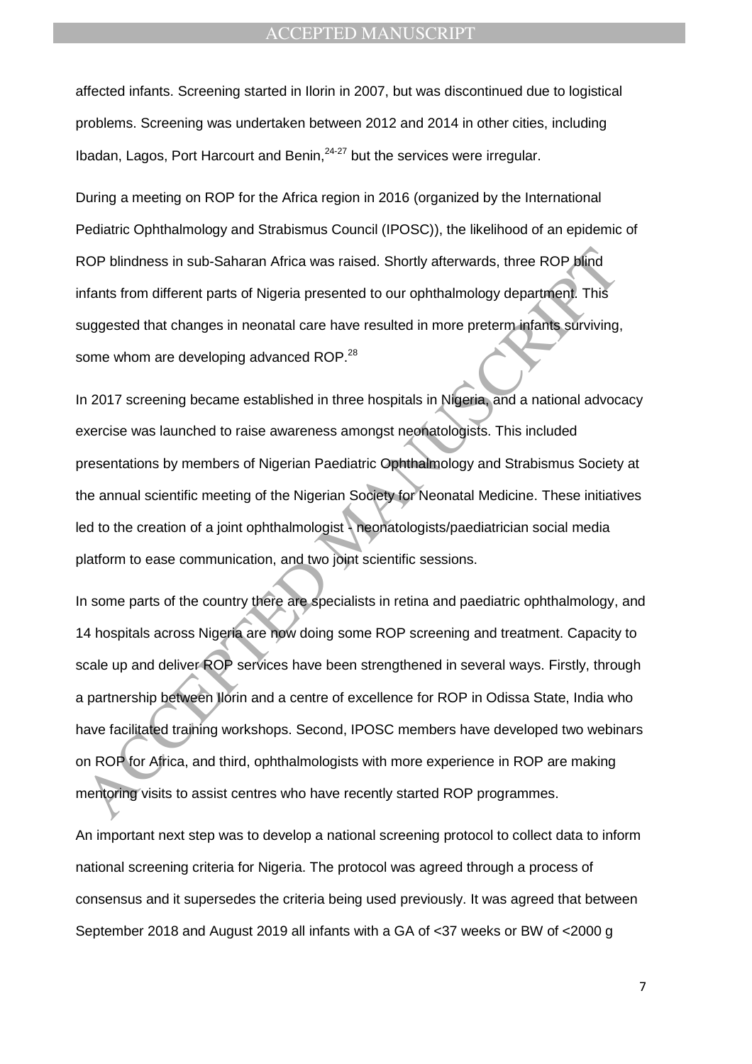affected infants. Screening started in Ilorin in 2007, but was discontinued due to logistical problems. Screening was undertaken between 2012 and 2014 in other cities, including Ibadan, Lagos, Port Harcourt and Benin,[24-27] but the services were irregular.

During a meeting on ROP for the Africa region in 2016 (organized by the International Pediatric Ophthalmology and Strabismus Council (IPOSC)), the likelihood of an epidemic of ROP blindness in sub-Saharan Africa was raised. Shortly afterwards, three ROP blind infants from different parts of Nigeria presented to our ophthalmology department. This suggested that changes in neonatal care have resulted in more preterm infants surviving, some whom are developing advanced ROP.[28]

In 2017 screening became established in three hospitals in Nigeria, and a national advocacy exercise was launched to raise awareness amongst neonatologists. This included presentations by members of Nigerian Paediatric Ophthalmology and Strabismus Society at the annual scientific meeting of the Nigerian Society for Neonatal Medicine. These initiatives led to the creation of a joint ophthalmologist - neonatologists/paediatrician social media platform to ease communication, and two joint scientific sessions.

In some parts of the country there are specialists in retina and paediatric ophthalmology, and 14 hospitals across Nigeria are now doing some ROP screening and treatment. Capacity to scale up and deliver ROP services have been strengthened in several ways. Firstly, through a partnership between Ilorin and a centre of excellence for ROP in Odissa State, India who have facilitated training workshops. Second, IPOSC members have developed two webinars on ROP for Africa, and third, ophthalmologists with more experience in ROP are making mentoring visits to assist centres who have recently started ROP programmes.

An important next step was to develop a national screening protocol to collect data to inform national screening criteria for Nigeria. The protocol was agreed through a process of consensus and it supersedes the criteria being used previously. It was agreed that between September 2018 and August 2019 all infants with a GA of <37 weeks or BW of <2000 g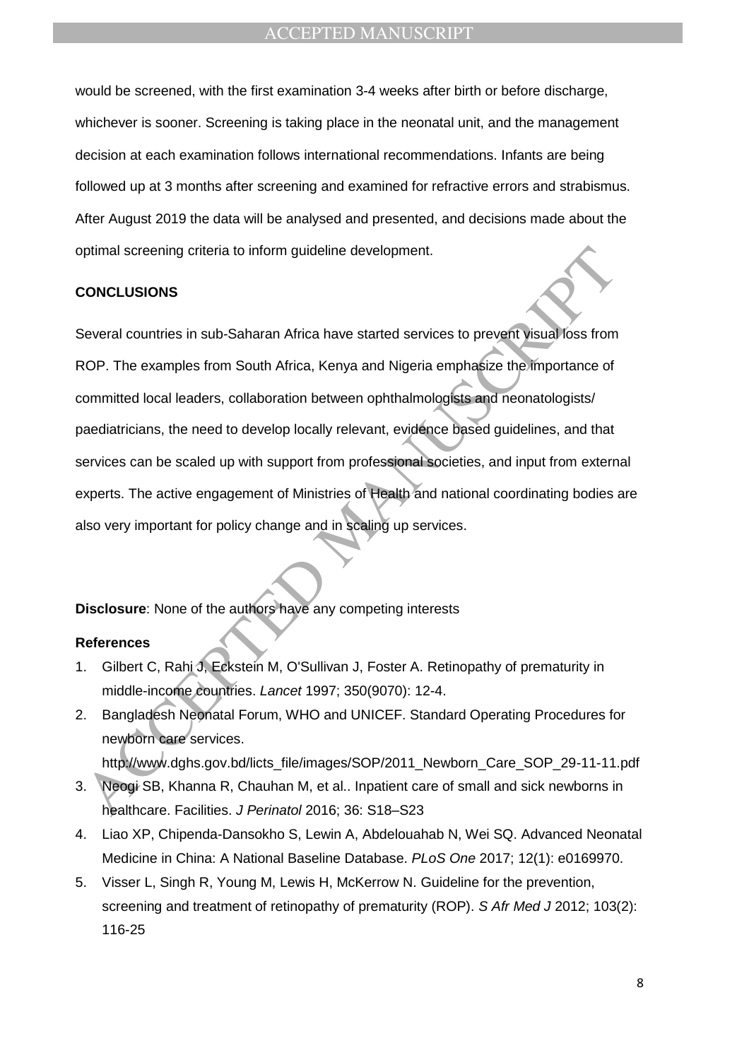would be screened, with the first examination 3-4 weeks after birth or before discharge, whichever is sooner. Screening is taking place in the neonatal unit, and the management decision at each examination follows international recommendations. Infants are being followed up at 3 months after screening and examined for refractive errors and strabismus. After August 2019 the data will be analysed and presented, and decisions made about the optimal screening criteria to inform guideline development.

**CONCLUSIONS**

Several countries in sub-Saharan Africa have started services to prevent visual loss from ROP. The examples from South Africa, Kenya and Nigeria emphasize the importance of committed local leaders, collaboration between ophthalmologists and neonatologists/ paediatricians, the need to develop locally relevant, evidence based guidelines, and that services can be scaled up with support from professional societies, and input from external experts. The active engagement of Ministries of Health and national coordinating bodies are also very important for policy change and in scaling up services.

**Disclosure**: None of the authors have any competing interests

**References**

1. Gilbert C, Rahi J, Eckstein M, O'Sullivan J, Foster A. Retinopathy of prematurity in middle-income countries. *Lancet* 1997; 350(9070): 12-4.
2. Bangladesh Neonatal Forum, WHO and UNICEF. Standard Operating Procedures for newborn care services. http://www.dghs.gov.bd/licts_file/images/SOP/2011_Newborn_Care_SOP_29-11-11.pdf
3. Neogi SB, Khanna R, Chauhan M, et al.. Inpatient care of small and sick newborns in healthcare. Facilities. *J Perinatol* 2016; 36: S18–S23
4. Liao XP, Chipenda-Dansokho S, Lewin A, Abdelouahab N, Wei SQ. Advanced Neonatal Medicine in China: A National Baseline Database. *PLoS One* 2017; 12(1): e0169970.
5. Visser L, Singh R, Young M, Lewis H, McKerrow N. Guideline for the prevention, screening and treatment of retinopathy of prematurity (ROP). *S Afr Med J* 2012; 103(2): 116-25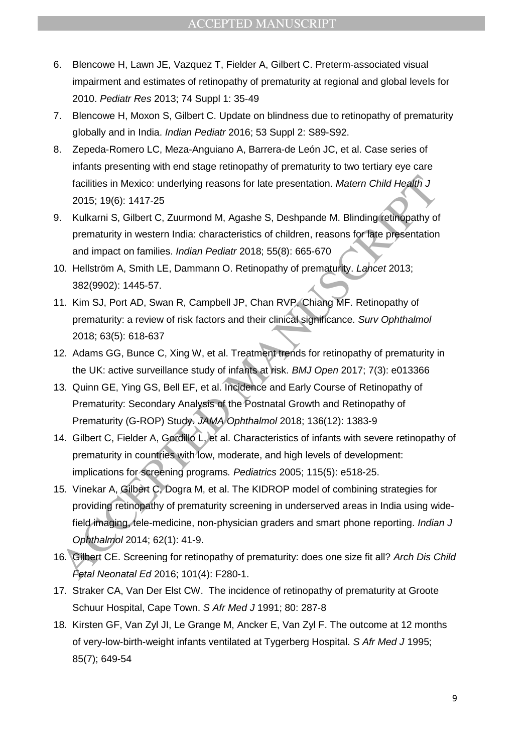6. Blencowe H, Lawn JE, Vazquez T, Fielder A, Gilbert C. Preterm-associated visual impairment and estimates of retinopathy of prematurity at regional and global levels for 2010. *Pediatr Res* 2013; 74 Suppl 1: 35-49
7. Blencowe H, Moxon S, Gilbert C. Update on blindness due to retinopathy of prematurity globally and in India. *Indian Pediatr* 2016; 53 Suppl 2: S89-S92.
8. Zepeda-Romero LC, Meza-Anguiano A, Barrera-de León JC, et al. Case series of infants presenting with end stage retinopathy of prematurity to two tertiary eye care facilities in Mexico: underlying reasons for late presentation. *Matern Child Health J* 2015; 19(6): 1417-25
9. Kulkarni S, Gilbert C, Zuurmond M, Agashe S, Deshpande M. Blinding retinopathy of prematurity in western India: characteristics of children, reasons for late presentation and impact on families. *Indian Pediatr* 2018; 55(8): 665-670
10. Hellström A, Smith LE, Dammann O. Retinopathy of prematurity. *Lancet* 2013; 382(9902): 1445-57.
11. Kim SJ, Port AD, Swan R, Campbell JP, Chan RVP, Chiang MF. Retinopathy of prematurity: a review of risk factors and their clinical significance. *Surv Ophthalmol* 2018; 63(5): 618-637
12. Adams GG, Bunce C, Xing W, et al. Treatment trends for retinopathy of prematurity in the UK: active surveillance study of infants at risk. *BMJ Open* 2017; 7(3): e013366
13. Quinn GE, Ying GS, Bell EF, et al. Incidence and Early Course of Retinopathy of Prematurity: Secondary Analysis of the Postnatal Growth and Retinopathy of Prematurity (G-ROP) Study. *JAMA Ophthalmol* 2018; 136(12): 1383-9
14. Gilbert C, Fielder A, Gordillo L, et al. Characteristics of infants with severe retinopathy of prematurity in countries with low, moderate, and high levels of development: implications for screening programs*. Pediatrics* 2005; 115(5): e518-25.
15. Vinekar A, Gilbert C, Dogra M, et al. The KIDROP model of combining strategies for providing retinopathy of prematurity screening in underserved areas in India using wide-field imaging, tele-medicine, non-physician graders and smart phone reporting. *Indian J Ophthalmol* 2014; 62(1): 41-9.
16. Gilbert CE. Screening for retinopathy of prematurity: does one size fit all? *Arch Dis Child Fetal Neonatal Ed* 2016; 101(4): F280-1.
17. Straker CA, Van Der Elst CW. The incidence of retinopathy of prematurity at Groote Schuur Hospital, Cape Town. *S Afr Med J* 1991; 80: 287-8
18. Kirsten GF, Van Zyl JI, Le Grange M, Ancker E, Van Zyl F. The outcome at 12 months of very-low-birth-weight infants ventilated at Tygerberg Hospital. *S Afr Med J* 1995; 85(7); 649-54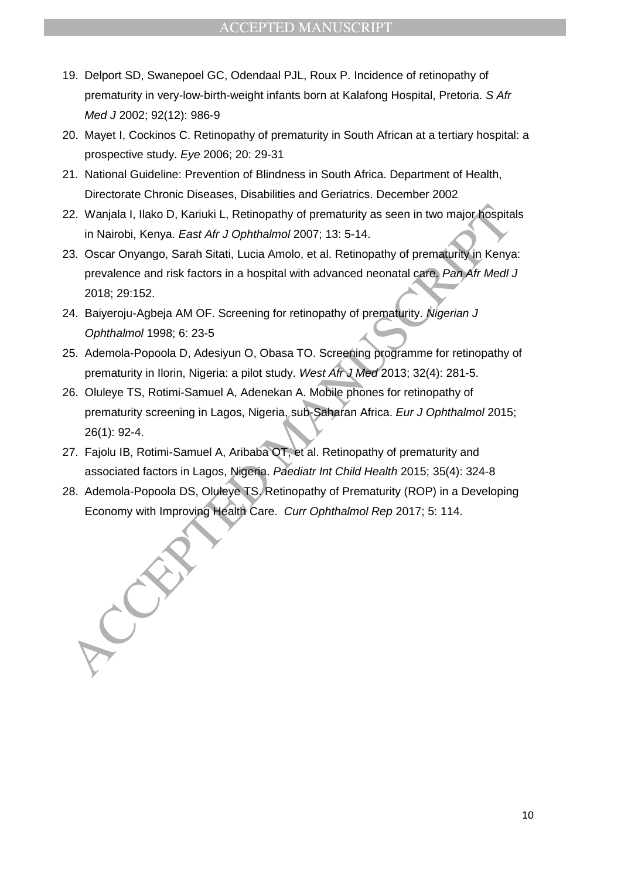19. Delport SD, Swanepoel GC, Odendaal PJL, Roux P. Incidence of retinopathy of prematurity in very-low-birth-weight infants born at Kalafong Hospital, Pretoria. *S Afr Med J* 2002; 92(12): 986-9
20. Mayet I, Cockinos C. Retinopathy of prematurity in South African at a tertiary hospital: a prospective study. *Eye* 2006; 20: 29-31
21. National Guideline: Prevention of Blindness in South Africa. Department of Health, Directorate Chronic Diseases, Disabilities and Geriatrics. December 2002
22. Wanjala I, Ilako D, Kariuki L, Retinopathy of prematurity as seen in two major hospitals in Nairobi, Kenya. *East Afr J Ophthalmol* 2007; 13: 5-14.
23. Oscar Onyango, Sarah Sitati, Lucia Amolo, et al. Retinopathy of prematurity in Kenya: prevalence and risk factors in a hospital with advanced neonatal care. *Pan Afr Medl J* 2018; 29:152.
24. Baiyeroju-Agbeja AM OF. Screening for retinopathy of prematurity. *Nigerian J Ophthalmol* 1998; 6: 23-5
25. Ademola-Popoola D, Adesiyun O, Obasa TO. Screening programme for retinopathy of prematurity in Ilorin, Nigeria: a pilot study. *West Afr J Med* 2013; 32(4): 281-5.
26. Oluleye TS, Rotimi-Samuel A, Adenekan A. Mobile phones for retinopathy of prematurity screening in Lagos, Nigeria, sub-Saharan Africa. *Eur J Ophthalmol* 2015; 26(1): 92-4.
27. Fajolu IB, Rotimi-Samuel A, Aribaba OT, et al. Retinopathy of prematurity and associated factors in Lagos, Nigeria. *Paediatr Int Child Health* 2015; 35(4): 324-8
28. Ademola-Popoola DS, Oluleye TS. Retinopathy of Prematurity (ROP) in a Developing Economy with Improving Health Care. *Curr Ophthalmol Rep* 2017; 5: 114.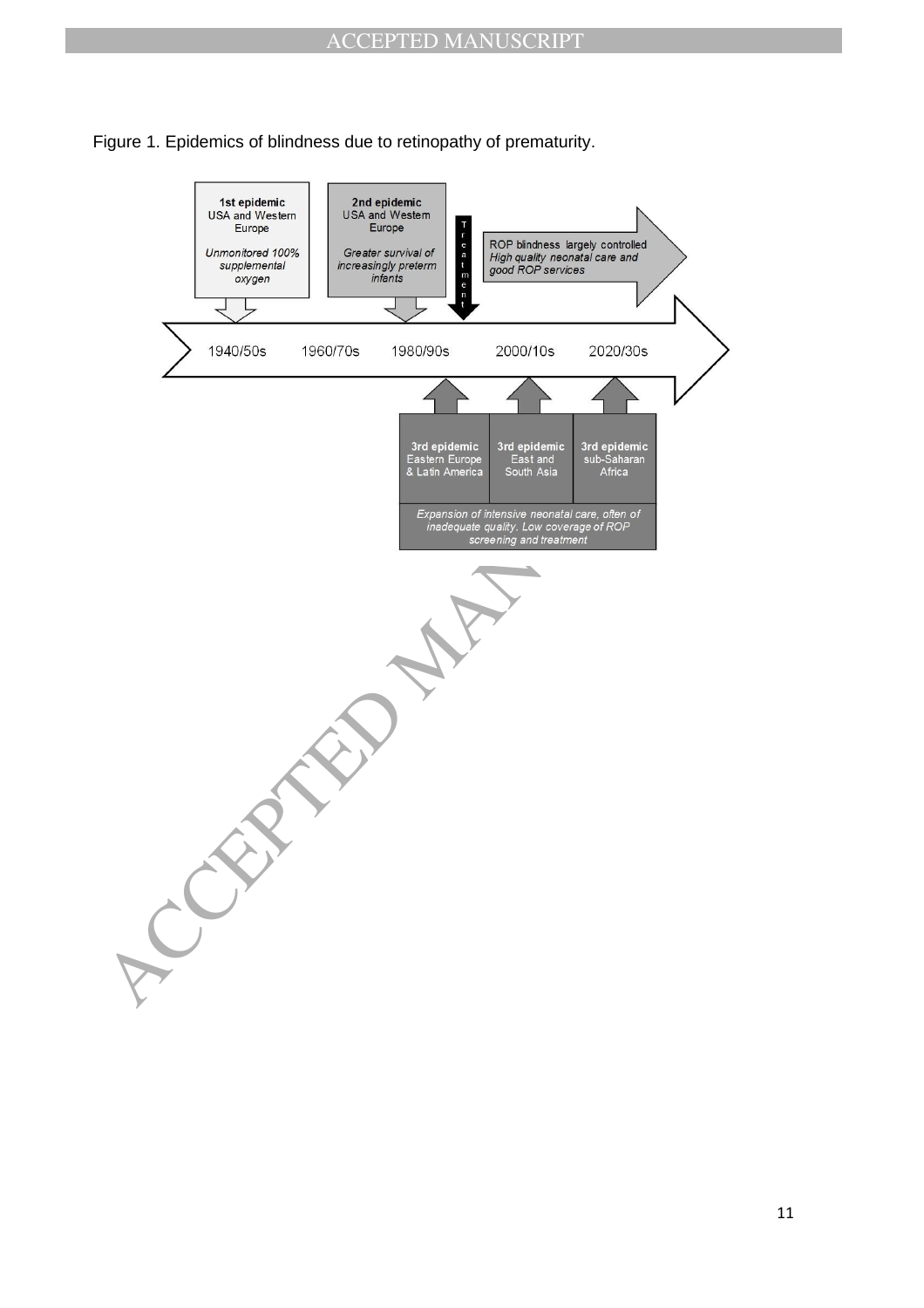Figure 1. Epidemics of blindness due to retinopathy of prematurity.

**1st epidemic**
USA and Western Europe

*Unmonitored 100% supplemental oxygen*

**2nd epidemic**
USA and Western Europe

*Greater survival of increasingly preterm infants*

Treatment

ROP blindness largely controlled
*High quality neonatal care and good ROP services*

1940/50s 1960/70s 1980/90s 2000/10s 2020/30s

**3rd epidemic**
Eastern Europe & Latin America

**3rd epidemic**
East and South Asia

**3rd epidemic**
sub-Saharan Africa

*Expansion of intensive neonatal care, often of inadequate quality. Low coverage of ROP screening and treatment*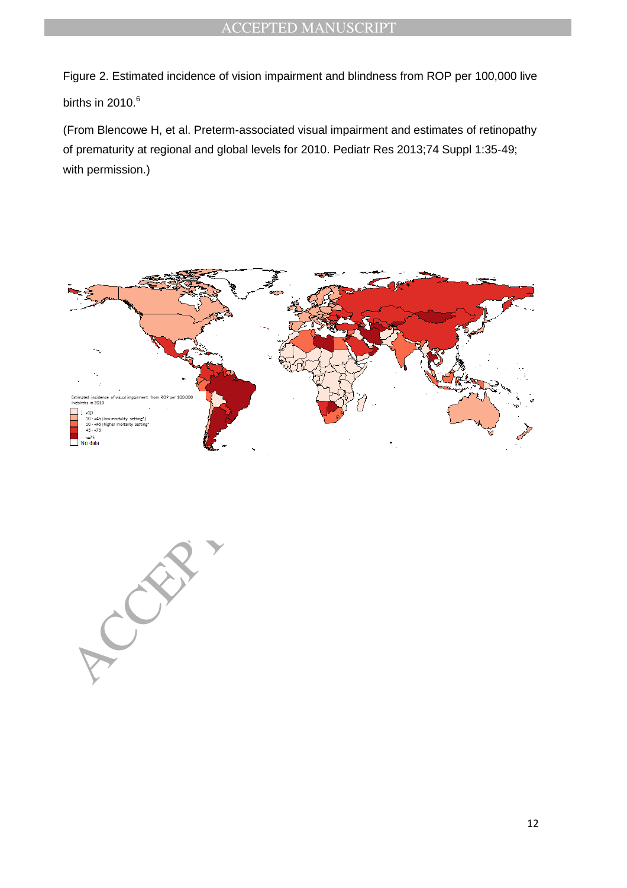Figure 2. Estimated incidence of vision impairment and blindness from ROP per 100,000 live births in 2010.[6]

(From Blencowe H, et al. Preterm-associated visual impairment and estimates of retinopathy of prematurity at regional and global levels for 2010. Pediatr Res 2013;74 Suppl 1:35-49; with permission.)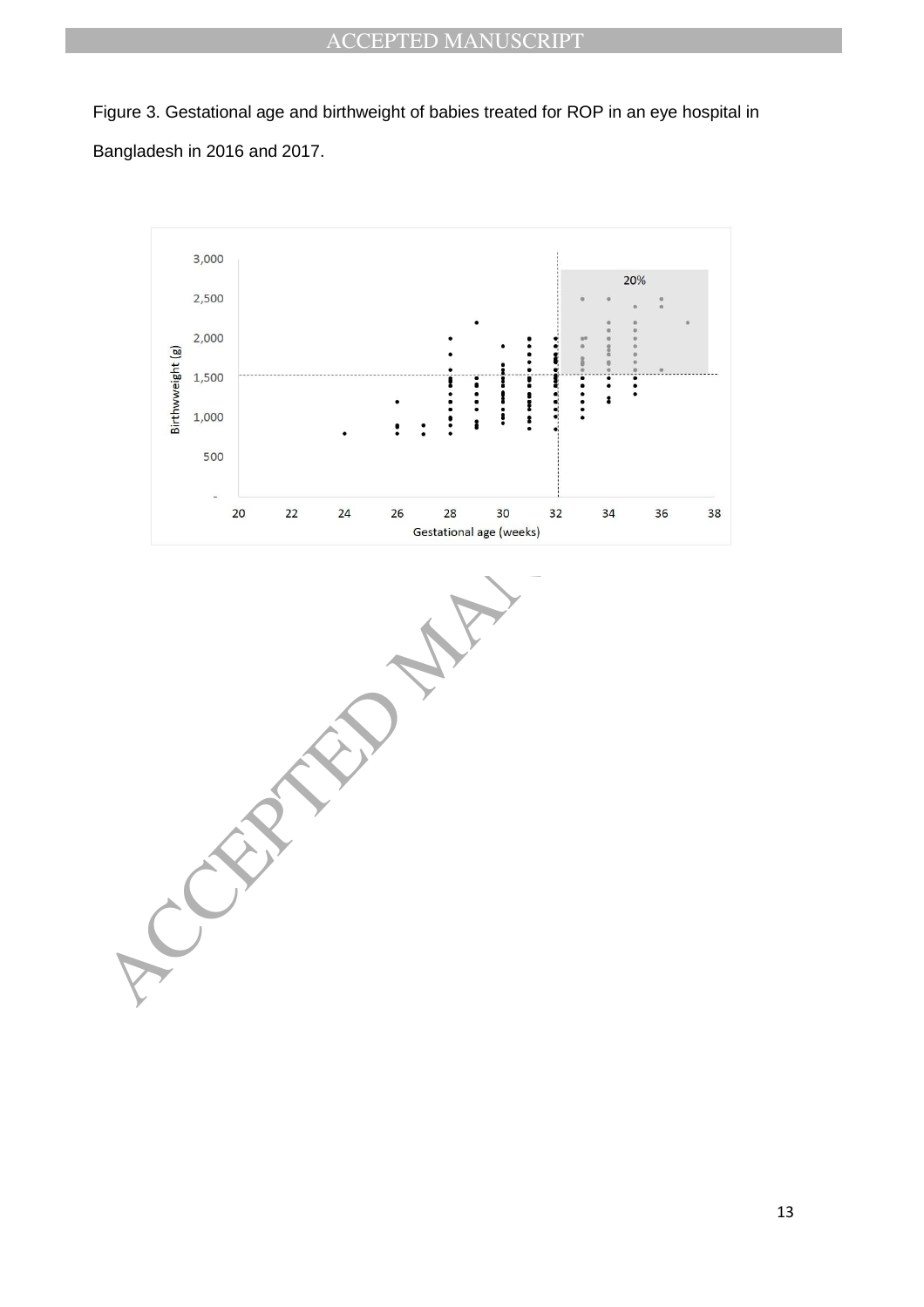Figure 3. Gestational age and birthweight of babies treated for ROP in an eye hospital in Bangladesh in 2016 and 2017.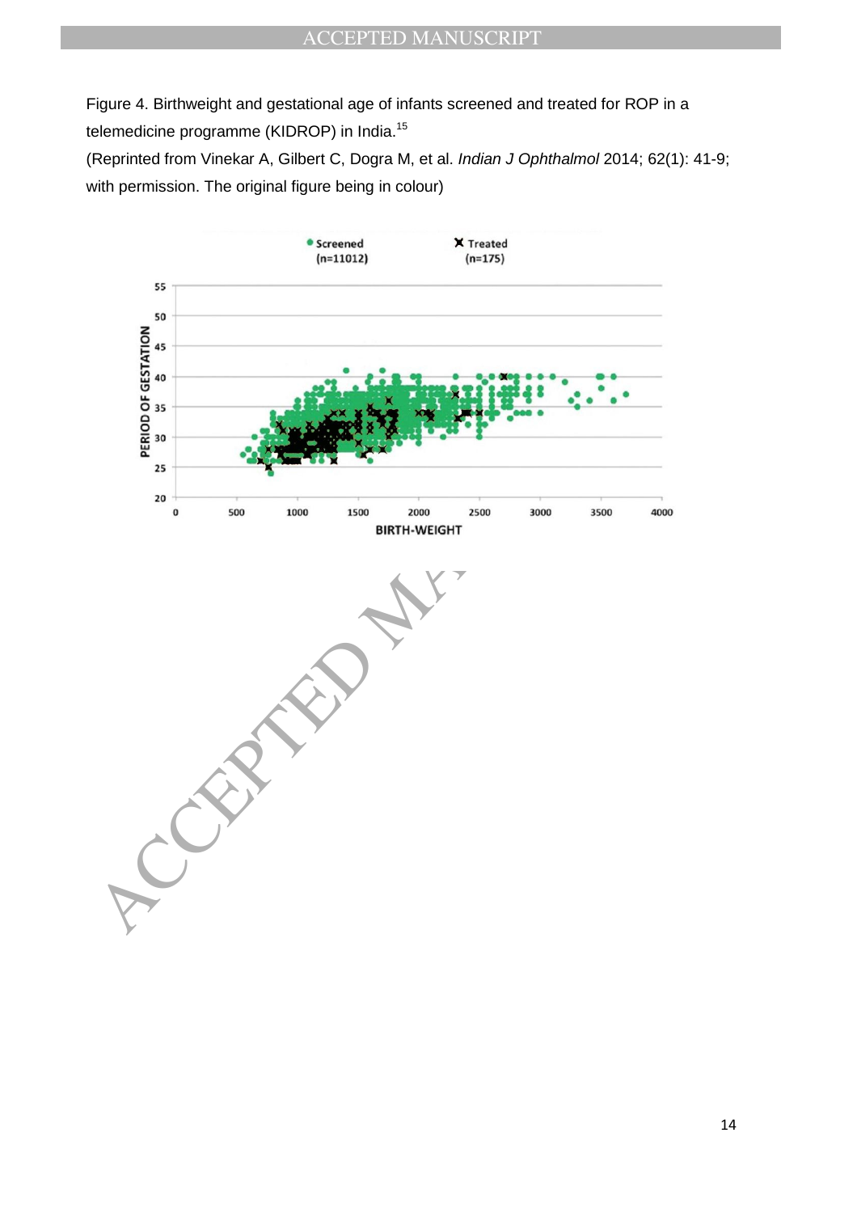Figure 4. Birthweight and gestational age of infants screened and treated for ROP in a telemedicine programme (KIDROP) in India.[15]

(Reprinted from Vinekar A, Gilbert C, Dogra M, et al. *Indian J Ophthalmol* 2014; 62(1): 41-9; with permission. The original figure being in colour)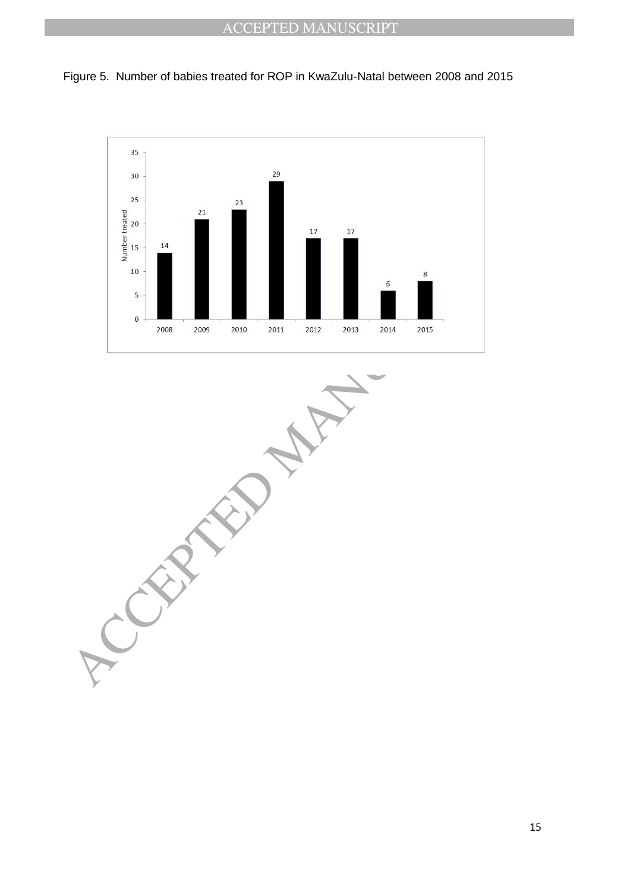Figure 5. Number of babies treated for ROP in KwaZulu-Natal between 2008 and 2015

Number treated

35
30
25
20
15
10
5
0

14
21
23
29
17
17
6
8

2008
2009
2010
2011
2012
2013
2014
2015